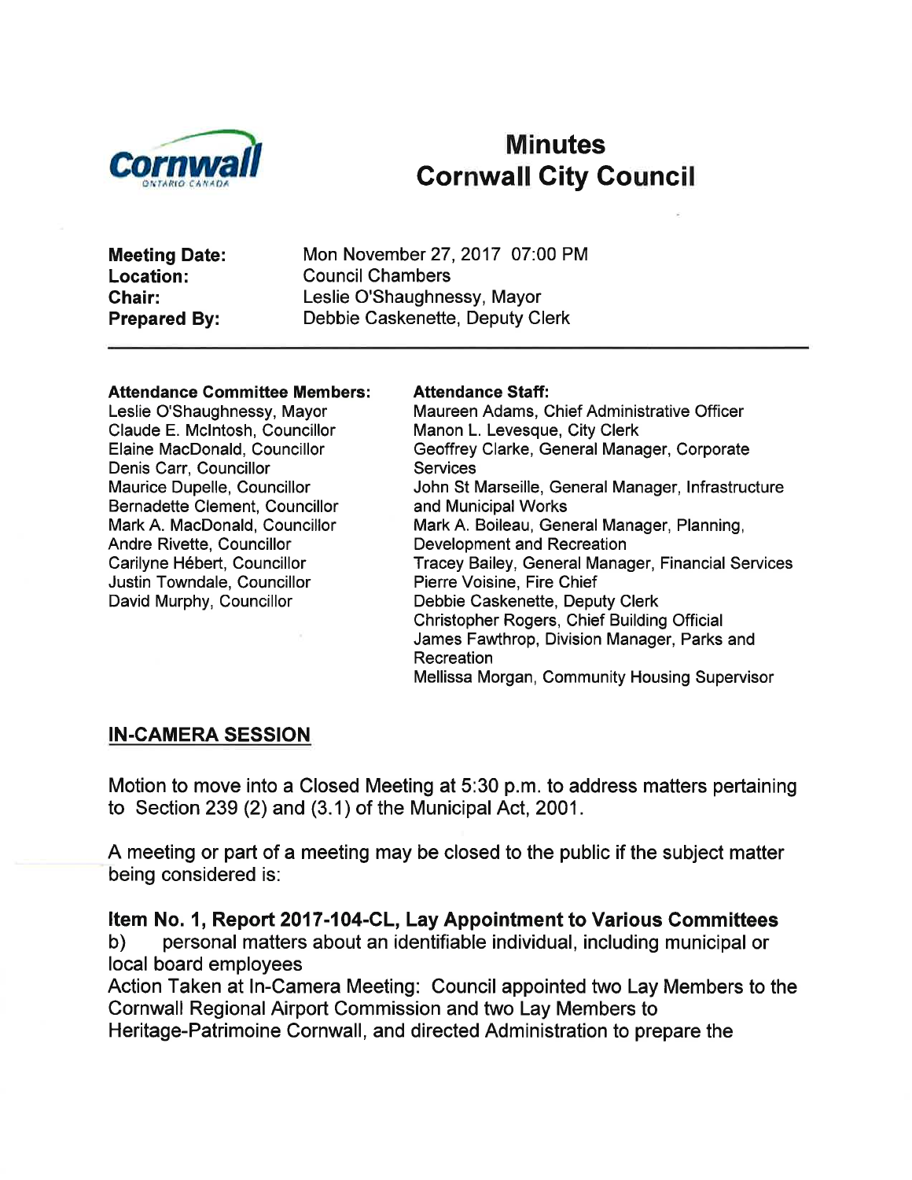# Minutes
# Cornwall City Council

**Meeting Date:** Mon November 27, 2017 07:00 PM
**Location:** Council Chambers
**Chair:** Leslie O'Shaughnessy, Mayor
**Prepared By:** Debbie Caskenette, Deputy Clerk

---

**Attendance Committee Members:**
Leslie O'Shaughnessy, Mayor
Claude E. McIntosh, Councillor
Elaine MacDonald, Councillor
Denis Carr, Councillor
Maurice Dupelle, Councillor
Bernadette Clement, Councillor
Mark A. MacDonald, Councillor
Andre Rivette, Councillor
Carilyne Hébert, Councillor
Justin Towndale, Councillor
David Murphy, Councillor

**Attendance Staff:**
Maureen Adams, Chief Administrative Officer
Manon L. Levesque, City Clerk
Geoffrey Clarke, General Manager, Corporate Services
John St Marseille, General Manager, Infrastructure and Municipal Works
Mark A. Boileau, General Manager, Planning, Development and Recreation
Tracey Bailey, General Manager, Financial Services
Pierre Voisine, Fire Chief
Debbie Caskenette, Deputy Clerk
Christopher Rogers, Chief Building Official
James Fawthrop, Division Manager, Parks and Recreation
Mellissa Morgan, Community Housing Supervisor

## IN-CAMERA SESSION

Motion to move into a Closed Meeting at 5:30 p.m. to address matters pertaining to Section 239 (2) and (3.1) of the Municipal Act, 2001.

A meeting or part of a meeting may be closed to the public if the subject matter being considered is:

**Item No. 1, Report 2017-104-CL, Lay Appointment to Various Committees**
b) personal matters about an identifiable individual, including municipal or local board employees
Action Taken at In-Camera Meeting: Council appointed two Lay Members to the Cornwall Regional Airport Commission and two Lay Members to Heritage-Patrimoine Cornwall, and directed Administration to prepare the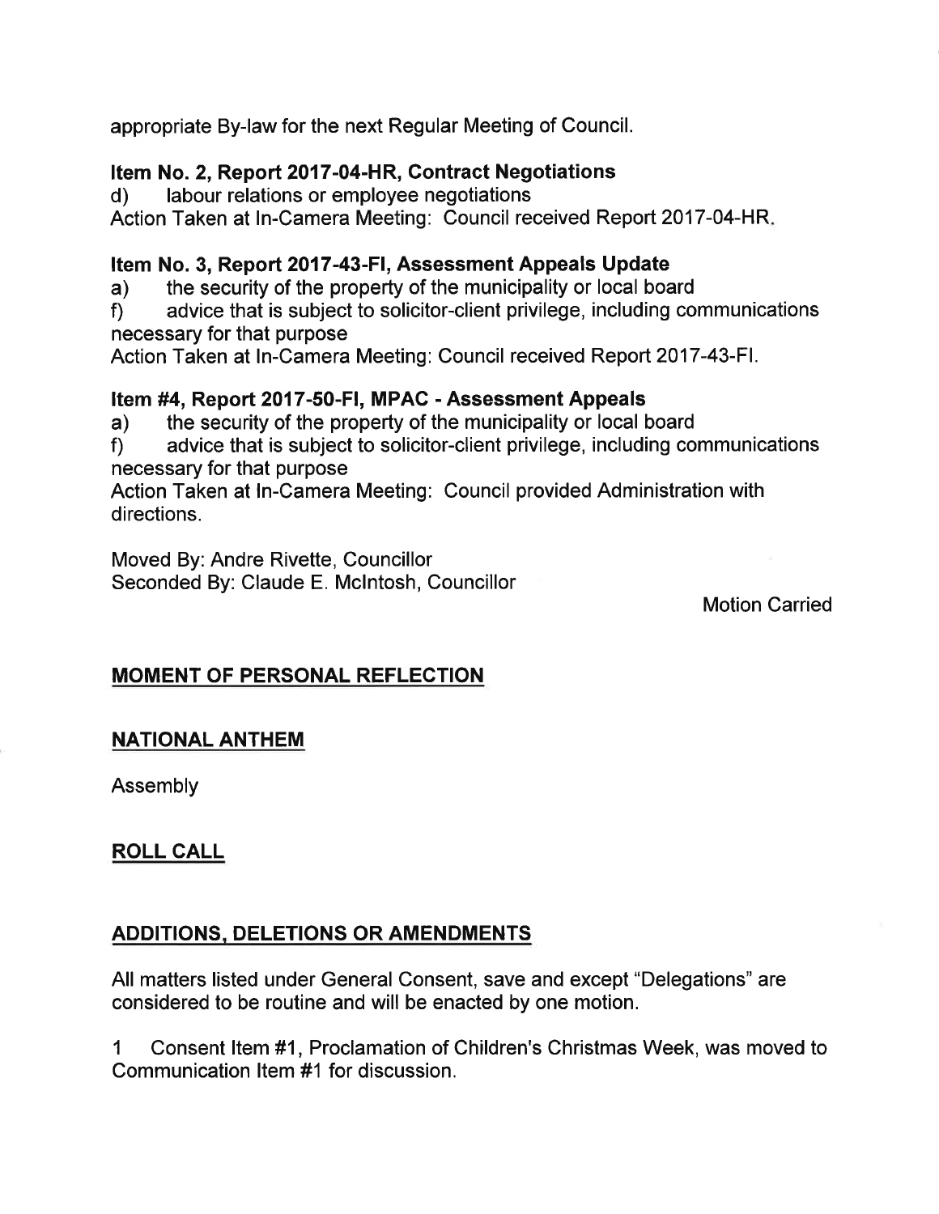appropriate By-law for the next Regular Meeting of Council.

**Item No. 2, Report 2017-04-HR, Contract Negotiations**

d) labour relations or employee negotiations

Action Taken at In-Camera Meeting: Council received Report 2017-04-HR.

**Item No. 3, Report 2017-43-FI, Assessment Appeals Update**

a) the security of the property of the municipality or local board

f) advice that is subject to solicitor-client privilege, including communications necessary for that purpose

Action Taken at In-Camera Meeting: Council received Report 2017-43-FI.

**Item #4, Report 2017-50-FI, MPAC - Assessment Appeals**

a) the security of the property of the municipality or local board

f) advice that is subject to solicitor-client privilege, including communications necessary for that purpose

Action Taken at In-Camera Meeting: Council provided Administration with directions.

Moved By: Andre Rivette, Councillor
Seconded By: Claude E. McIntosh, Councillor

Motion Carried

## MOMENT OF PERSONAL REFLECTION

## NATIONAL ANTHEM

Assembly

## ROLL CALL

## ADDITIONS, DELETIONS OR AMENDMENTS

All matters listed under General Consent, save and except "Delegations" are considered to be routine and will be enacted by one motion.

1 Consent Item #1, Proclamation of Children's Christmas Week, was moved to Communication Item #1 for discussion.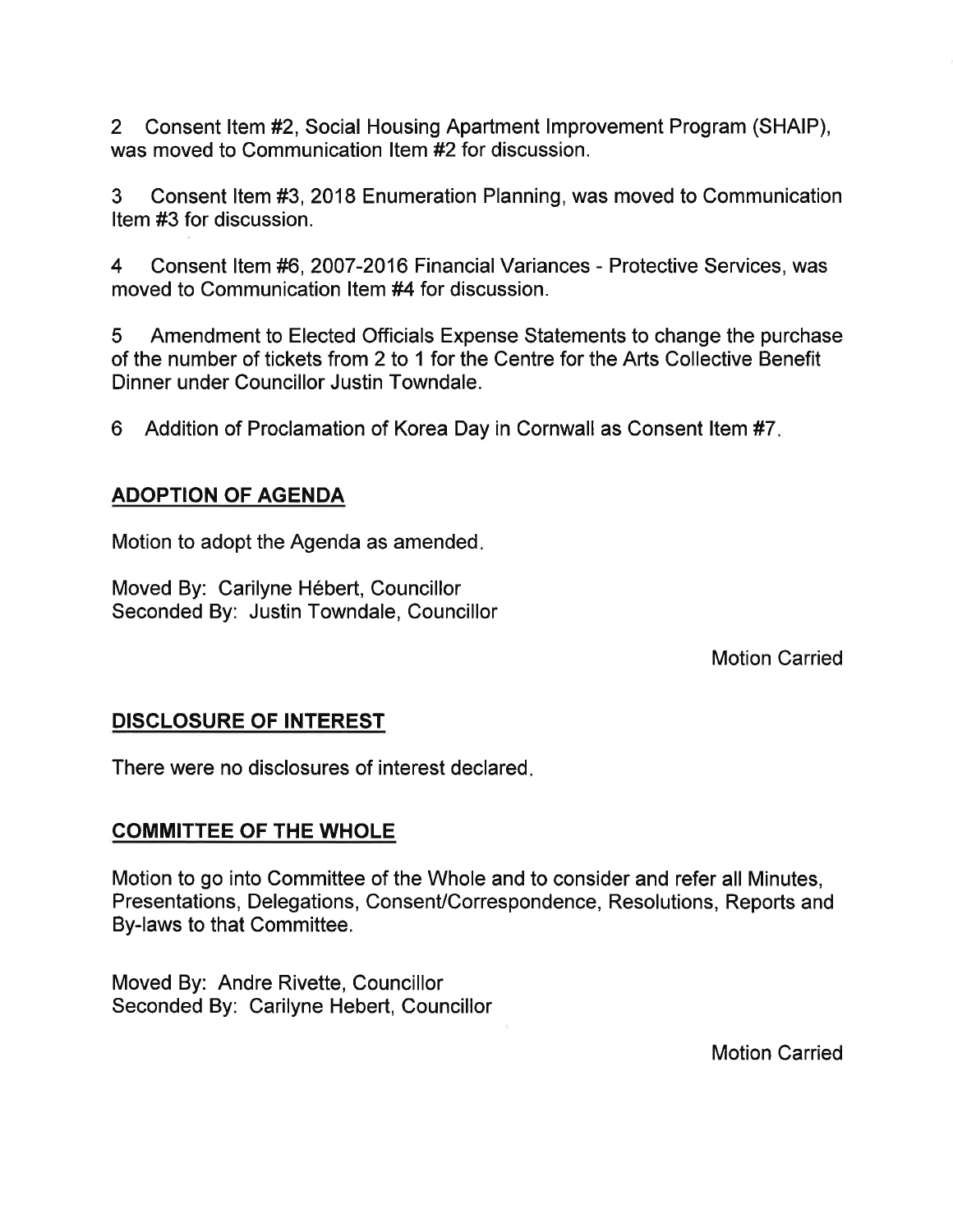2 Consent Item #2, Social Housing Apartment Improvement Program (SHAIP), was moved to Communication Item #2 for discussion.

3 Consent Item #3, 2018 Enumeration Planning, was moved to Communication Item #3 for discussion.

4 Consent Item #6, 2007-2016 Financial Variances - Protective Services, was moved to Communication Item #4 for discussion.

5 Amendment to Elected Officials Expense Statements to change the purchase of the number of tickets from 2 to 1 for the Centre for the Arts Collective Benefit Dinner under Councillor Justin Towndale.

6 Addition of Proclamation of Korea Day in Cornwall as Consent Item #7.

## ADOPTION OF AGENDA

Motion to adopt the Agenda as amended.

Moved By: Carilyne Hébert, Councillor
Seconded By: Justin Towndale, Councillor

Motion Carried

## DISCLOSURE OF INTEREST

There were no disclosures of interest declared.

## COMMITTEE OF THE WHOLE

Motion to go into Committee of the Whole and to consider and refer all Minutes, Presentations, Delegations, Consent/Correspondence, Resolutions, Reports and By-laws to that Committee.

Moved By: Andre Rivette, Councillor
Seconded By: Carilyne Hebert, Councillor

Motion Carried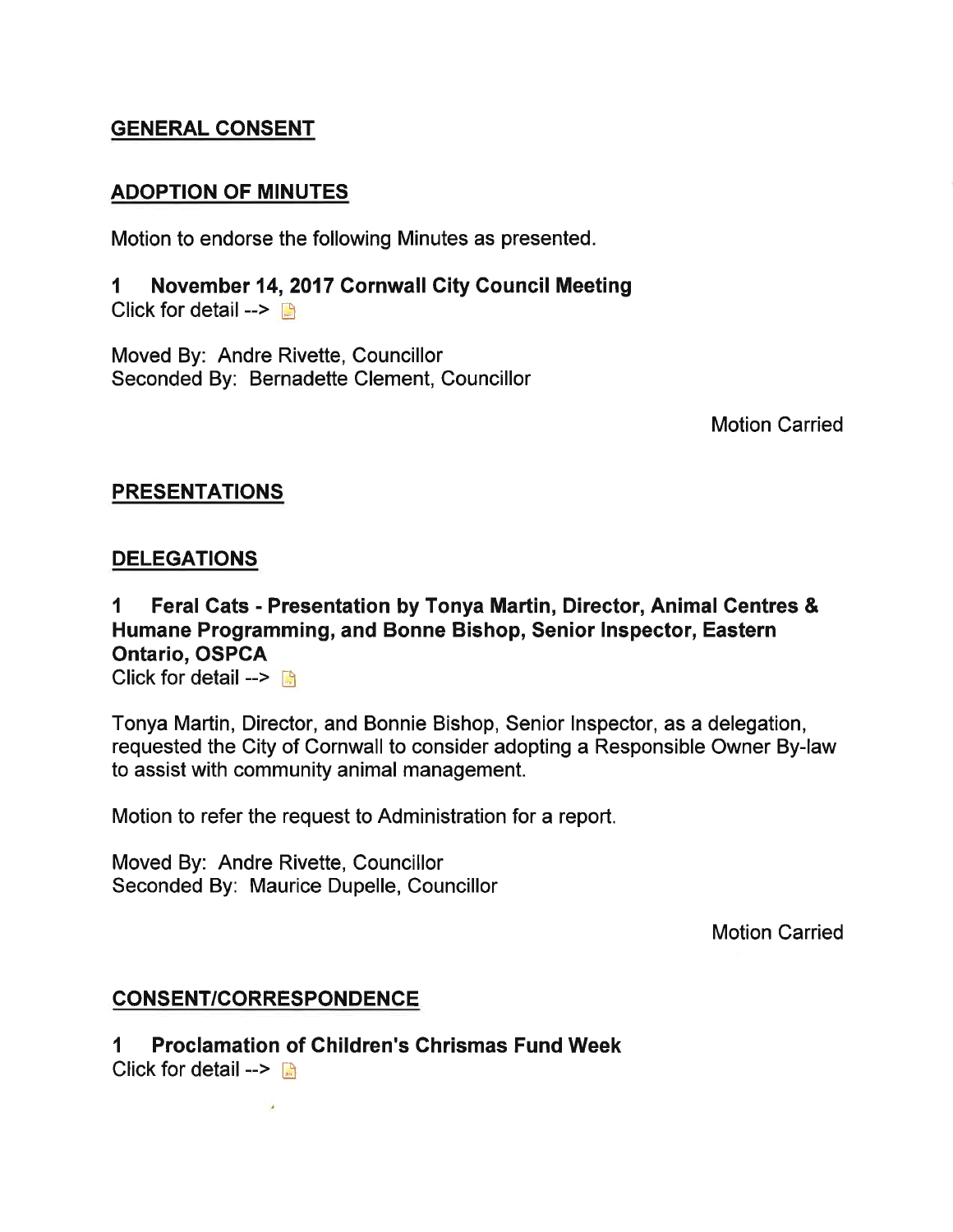## GENERAL CONSENT

## ADOPTION OF MINUTES

Motion to endorse the following Minutes as presented.

### 1 November 14, 2017 Cornwall City Council Meeting

Click for detail -->

Moved By: Andre Rivette, Councillor
Seconded By: Bernadette Clement, Councillor

Motion Carried

## PRESENTATIONS

## DELEGATIONS

### 1 Feral Cats - Presentation by Tonya Martin, Director, Animal Centres & Humane Programming, and Bonne Bishop, Senior Inspector, Eastern Ontario, OSPCA

Click for detail -->

Tonya Martin, Director, and Bonnie Bishop, Senior Inspector, as a delegation, requested the City of Cornwall to consider adopting a Responsible Owner By-law to assist with community animal management.

Motion to refer the request to Administration for a report.

Moved By: Andre Rivette, Councillor
Seconded By: Maurice Dupelle, Councillor

Motion Carried

## CONSENT/CORRESPONDENCE

### 1 Proclamation of Children's Chrismas Fund Week

Click for detail -->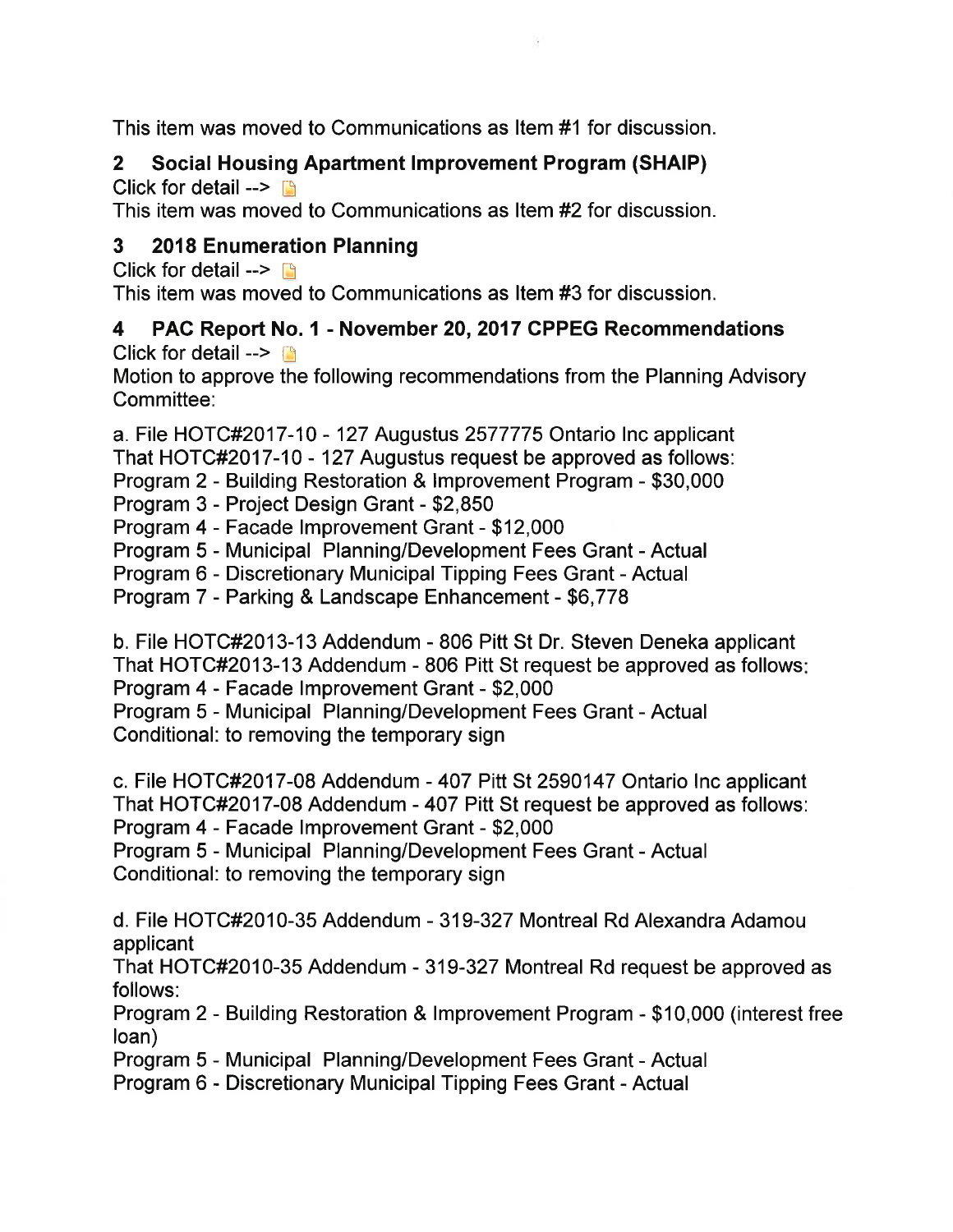This item was moved to Communications as Item #1 for discussion.

### 2 Social Housing Apartment Improvement Program (SHAIP)

Click for detail -->

This item was moved to Communications as Item #2 for discussion.

### 3 2018 Enumeration Planning

Click for detail -->

This item was moved to Communications as Item #3 for discussion.

### 4 PAC Report No. 1 - November 20, 2017 CPPEG Recommendations

Click for detail -->

Motion to approve the following recommendations from the Planning Advisory Committee:

a. File HOTC#2017-10 - 127 Augustus 2577775 Ontario Inc applicant
That HOTC#2017-10 - 127 Augustus request be approved as follows:
Program 2 - Building Restoration & Improvement Program - $30,000
Program 3 - Project Design Grant - $2,850
Program 4 - Facade Improvement Grant - $12,000
Program 5 - Municipal Planning/Development Fees Grant - Actual
Program 6 - Discretionary Municipal Tipping Fees Grant - Actual
Program 7 - Parking & Landscape Enhancement - $6,778

b. File HOTC#2013-13 Addendum - 806 Pitt St Dr. Steven Deneka applicant
That HOTC#2013-13 Addendum - 806 Pitt St request be approved as follows:
Program 4 - Facade Improvement Grant - $2,000
Program 5 - Municipal Planning/Development Fees Grant - Actual
Conditional: to removing the temporary sign

c. File HOTC#2017-08 Addendum - 407 Pitt St 2590147 Ontario Inc applicant
That HOTC#2017-08 Addendum - 407 Pitt St request be approved as follows:
Program 4 - Facade Improvement Grant - $2,000
Program 5 - Municipal Planning/Development Fees Grant - Actual
Conditional: to removing the temporary sign

d. File HOTC#2010-35 Addendum - 319-327 Montreal Rd Alexandra Adamou applicant
That HOTC#2010-35 Addendum - 319-327 Montreal Rd request be approved as follows:
Program 2 - Building Restoration & Improvement Program - $10,000 (interest free loan)
Program 5 - Municipal Planning/Development Fees Grant - Actual
Program 6 - Discretionary Municipal Tipping Fees Grant - Actual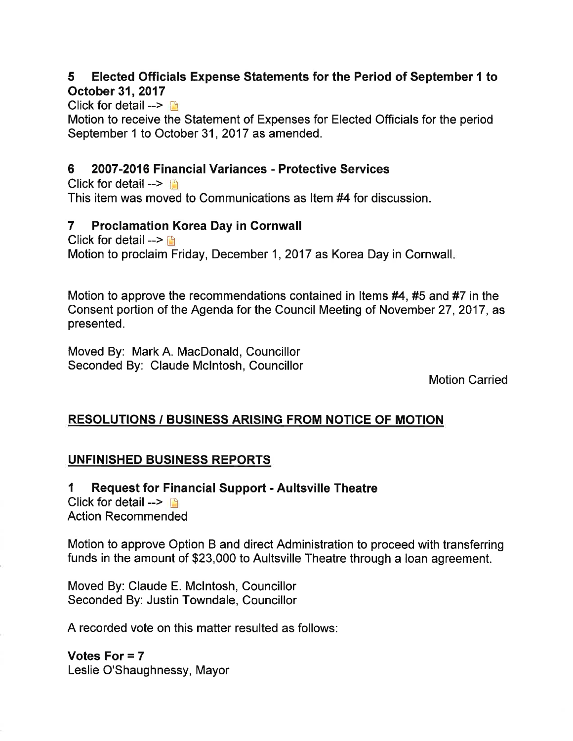### 5 Elected Officials Expense Statements for the Period of September 1 to October 31, 2017

Click for detail -->

Motion to receive the Statement of Expenses for Elected Officials for the period September 1 to October 31, 2017 as amended.

### 6 2007-2016 Financial Variances - Protective Services

Click for detail -->

This item was moved to Communications as Item #4 for discussion.

### 7 Proclamation Korea Day in Cornwall

Click for detail -->

Motion to proclaim Friday, December 1, 2017 as Korea Day in Cornwall.

Motion to approve the recommendations contained in Items #4, #5 and #7 in the Consent portion of the Agenda for the Council Meeting of November 27, 2017, as presented.

Moved By: Mark A. MacDonald, Councillor
Seconded By: Claude McIntosh, Councillor

Motion Carried

## RESOLUTIONS / BUSINESS ARISING FROM NOTICE OF MOTION

## UNFINISHED BUSINESS REPORTS

### 1 Request for Financial Support - Aultsville Theatre

Click for detail -->
Action Recommended

Motion to approve Option B and direct Administration to proceed with transferring funds in the amount of $23,000 to Aultsville Theatre through a loan agreement.

Moved By: Claude E. McIntosh, Councillor
Seconded By: Justin Towndale, Councillor

A recorded vote on this matter resulted as follows:

**Votes For = 7**
Leslie O'Shaughnessy, Mayor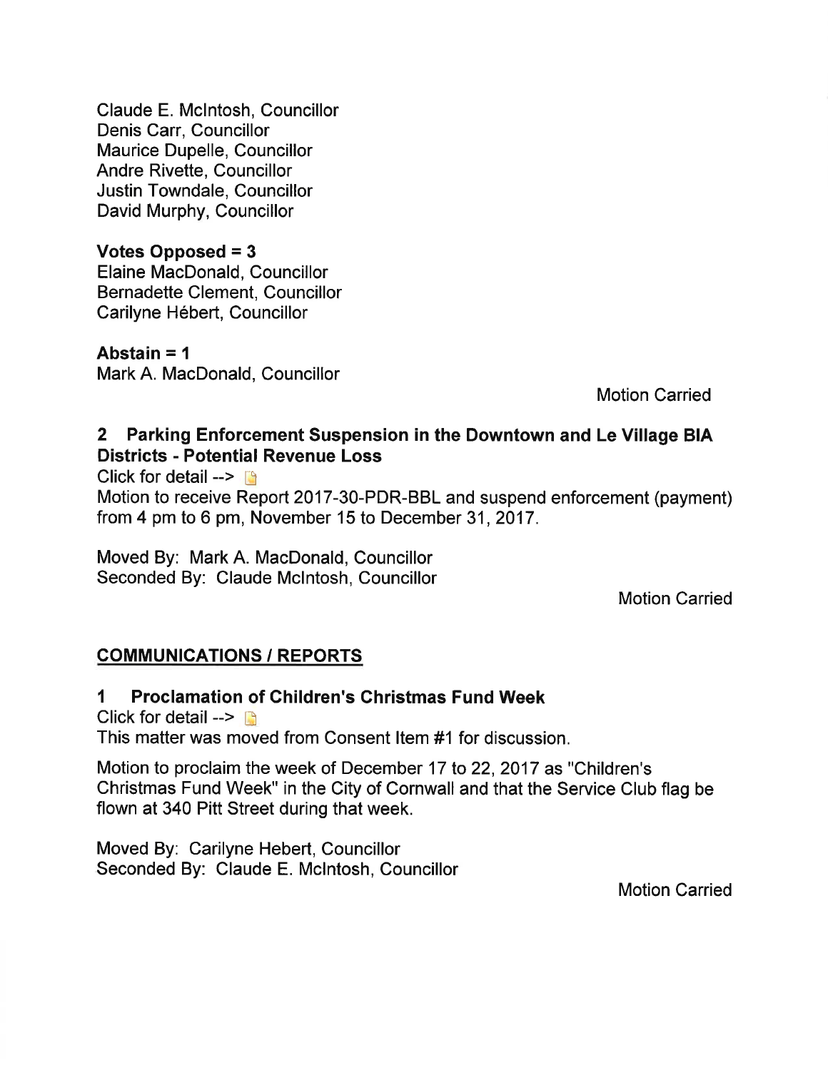Claude E. McIntosh, Councillor
Denis Carr, Councillor
Maurice Dupelle, Councillor
Andre Rivette, Councillor
Justin Towndale, Councillor
David Murphy, Councillor

**Votes Opposed = 3**
Elaine MacDonald, Councillor
Bernadette Clement, Councillor
Carilyne Hébert, Councillor

**Abstain = 1**
Mark A. MacDonald, Councillor

Motion Carried

### 2 Parking Enforcement Suspension in the Downtown and Le Village BIA Districts - Potential Revenue Loss

Click for detail -->

Motion to receive Report 2017-30-PDR-BBL and suspend enforcement (payment) from 4 pm to 6 pm, November 15 to December 31, 2017.

Moved By: Mark A. MacDonald, Councillor
Seconded By: Claude McIntosh, Councillor

Motion Carried

## COMMUNICATIONS / REPORTS

### 1 Proclamation of Children's Christmas Fund Week

Click for detail -->

This matter was moved from Consent Item #1 for discussion.

Motion to proclaim the week of December 17 to 22, 2017 as "Children's Christmas Fund Week" in the City of Cornwall and that the Service Club flag be flown at 340 Pitt Street during that week.

Moved By: Carilyne Hebert, Councillor
Seconded By: Claude E. McIntosh, Councillor

Motion Carried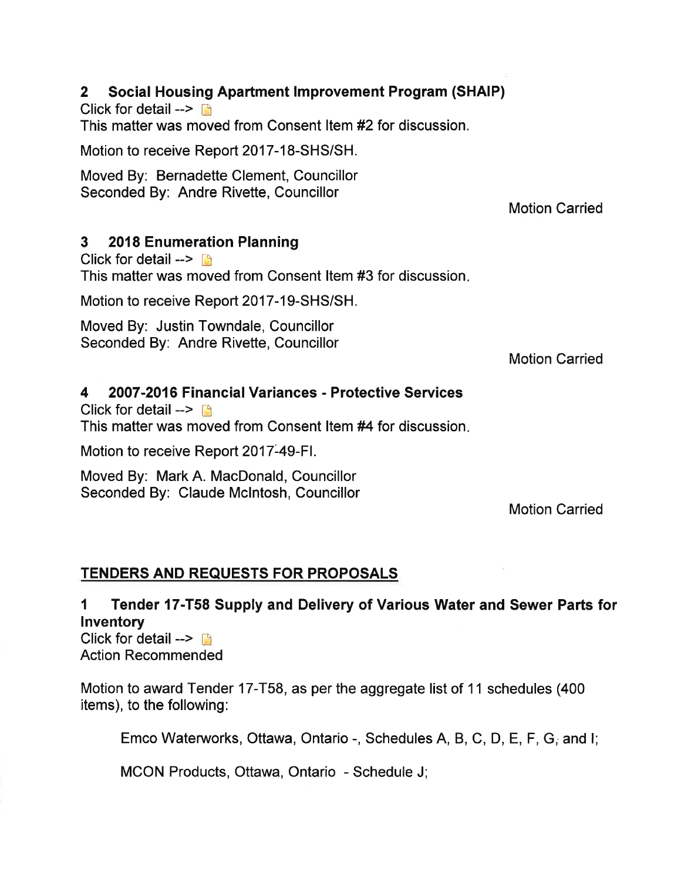### 2 Social Housing Apartment Improvement Program (SHAIP)

Click for detail -->

This matter was moved from Consent Item #2 for discussion.

Motion to receive Report 2017-18-SHS/SH.

Moved By: Bernadette Clement, Councillor
Seconded By: Andre Rivette, Councillor

Motion Carried

### 3 2018 Enumeration Planning

Click for detail -->

This matter was moved from Consent Item #3 for discussion.

Motion to receive Report 2017-19-SHS/SH.

Moved By: Justin Towndale, Councillor
Seconded By: Andre Rivette, Councillor

Motion Carried

### 4 2007-2016 Financial Variances - Protective Services

Click for detail -->

This matter was moved from Consent Item #4 for discussion.

Motion to receive Report 2017-49-FI.

Moved By: Mark A. MacDonald, Councillor
Seconded By: Claude McIntosh, Councillor

Motion Carried

## TENDERS AND REQUESTS FOR PROPOSALS

### 1 Tender 17-T58 Supply and Delivery of Various Water and Sewer Parts for Inventory

Click for detail -->

Action Recommended

Motion to award Tender 17-T58, as per the aggregate list of 11 schedules (400 items), to the following:

Emco Waterworks, Ottawa, Ontario -, Schedules A, B, C, D, E, F, G, and I;

MCON Products, Ottawa, Ontario - Schedule J;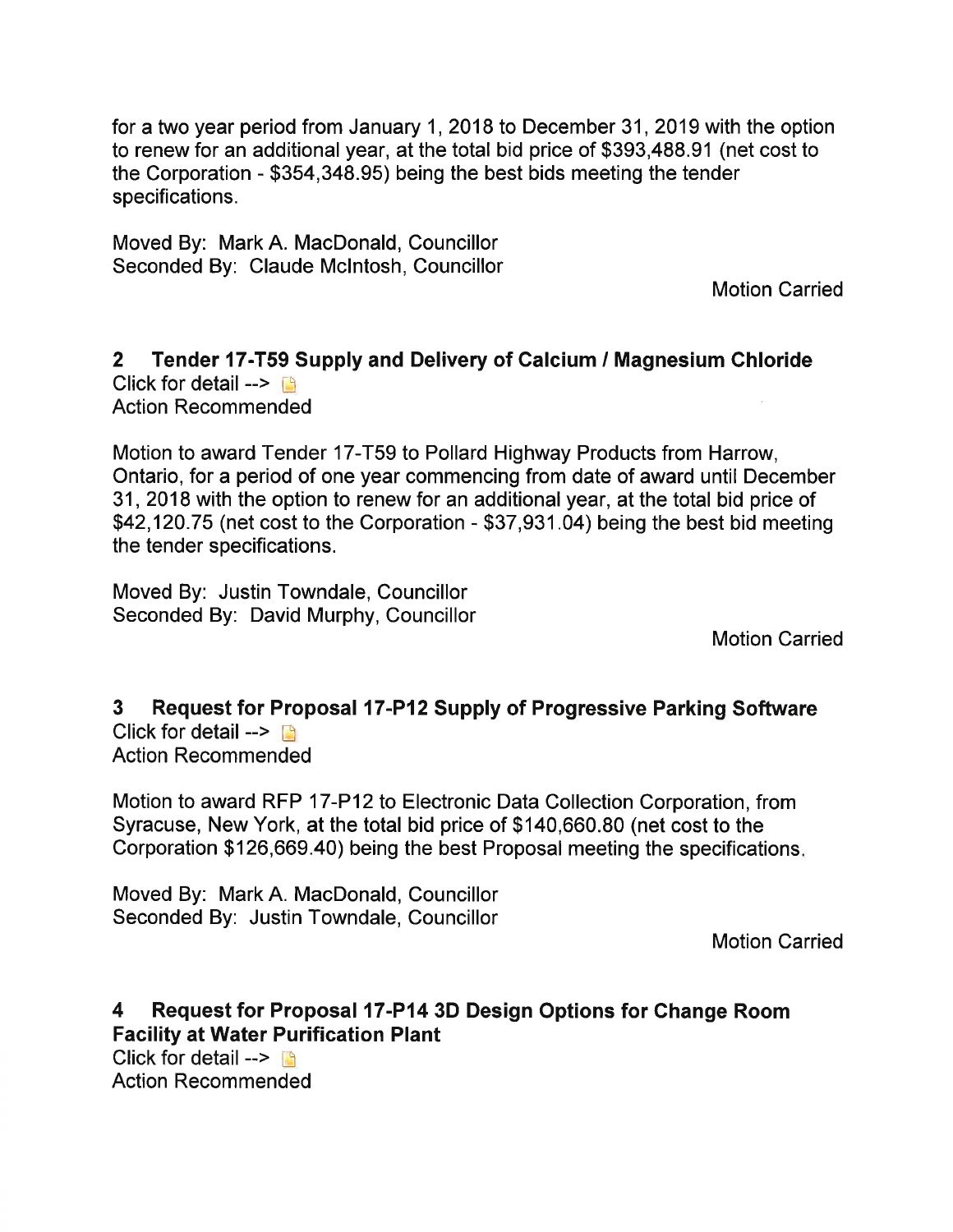for a two year period from January 1, 2018 to December 31, 2019 with the option to renew for an additional year, at the total bid price of $393,488.91 (net cost to the Corporation - $354,348.95) being the best bids meeting the tender specifications.

Moved By: Mark A. MacDonald, Councillor
Seconded By: Claude McIntosh, Councillor

Motion Carried

### 2 Tender 17-T59 Supply and Delivery of Calcium / Magnesium Chloride

Click for detail -->
Action Recommended

Motion to award Tender 17-T59 to Pollard Highway Products from Harrow, Ontario, for a period of one year commencing from date of award until December 31, 2018 with the option to renew for an additional year, at the total bid price of $42,120.75 (net cost to the Corporation - $37,931.04) being the best bid meeting the tender specifications.

Moved By: Justin Towndale, Councillor
Seconded By: David Murphy, Councillor

Motion Carried

### 3 Request for Proposal 17-P12 Supply of Progressive Parking Software

Click for detail -->
Action Recommended

Motion to award RFP 17-P12 to Electronic Data Collection Corporation, from Syracuse, New York, at the total bid price of $140,660.80 (net cost to the Corporation $126,669.40) being the best Proposal meeting the specifications.

Moved By: Mark A. MacDonald, Councillor
Seconded By: Justin Towndale, Councillor

Motion Carried

### 4 Request for Proposal 17-P14 3D Design Options for Change Room Facility at Water Purification Plant

Click for detail -->
Action Recommended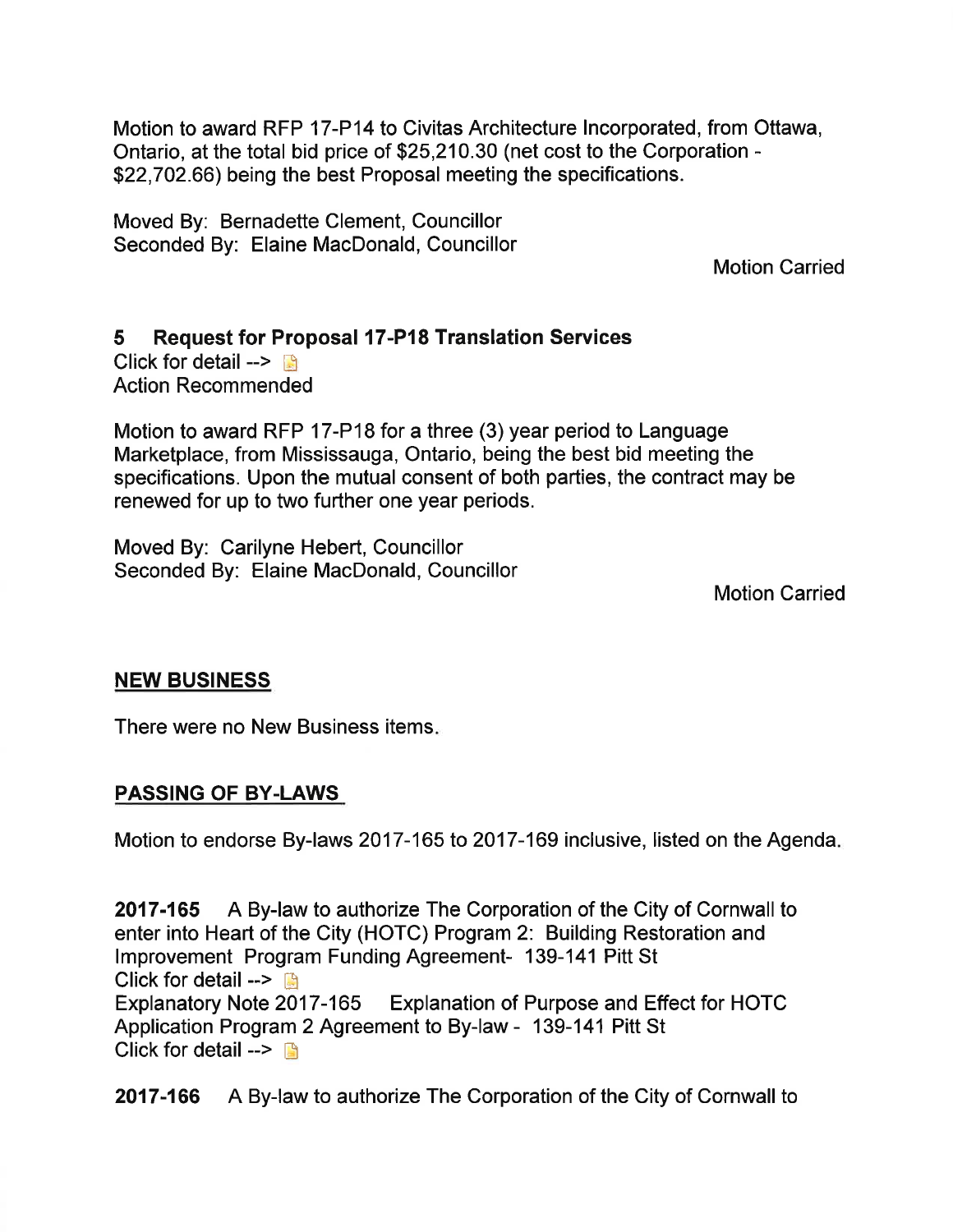Motion to award RFP 17-P14 to Civitas Architecture Incorporated, from Ottawa, Ontario, at the total bid price of $25,210.30 (net cost to the Corporation - $22,702.66) being the best Proposal meeting the specifications.

Moved By: Bernadette Clement, Councillor
Seconded By: Elaine MacDonald, Councillor

Motion Carried

### 5 Request for Proposal 17-P18 Translation Services

Click for detail -->
Action Recommended

Motion to award RFP 17-P18 for a three (3) year period to Language Marketplace, from Mississauga, Ontario, being the best bid meeting the specifications. Upon the mutual consent of both parties, the contract may be renewed for up to two further one year periods.

Moved By: Carilyne Hebert, Councillor
Seconded By: Elaine MacDonald, Councillor

Motion Carried

## NEW BUSINESS

There were no New Business items.

## PASSING OF BY-LAWS

Motion to endorse By-laws 2017-165 to 2017-169 inclusive, listed on the Agenda.

**2017-165** A By-law to authorize The Corporation of the City of Cornwall to enter into Heart of the City (HOTC) Program 2: Building Restoration and Improvement Program Funding Agreement- 139-141 Pitt St
Click for detail -->
Explanatory Note 2017-165 Explanation of Purpose and Effect for HOTC Application Program 2 Agreement to By-law - 139-141 Pitt St
Click for detail -->

**2017-166** A By-law to authorize The Corporation of the City of Cornwall to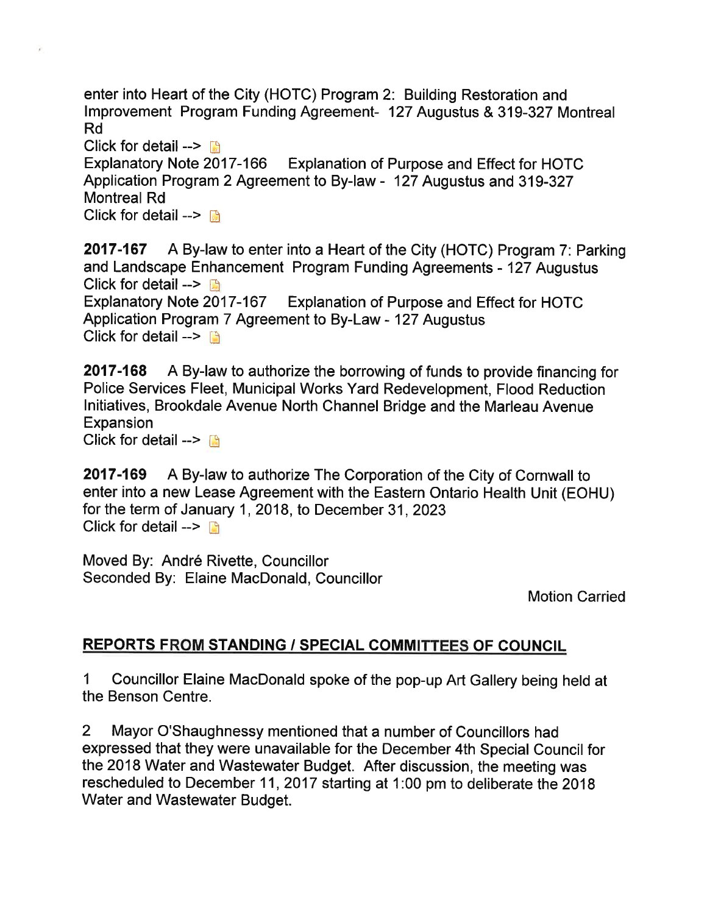enter into Heart of the City (HOTC) Program 2: Building Restoration and Improvement Program Funding Agreement- 127 Augustus & 319-327 Montreal Rd
Click for detail -->
Explanatory Note 2017-166 Explanation of Purpose and Effect for HOTC Application Program 2 Agreement to By-law - 127 Augustus and 319-327 Montreal Rd
Click for detail -->

**2017-167** A By-law to enter into a Heart of the City (HOTC) Program 7: Parking and Landscape Enhancement Program Funding Agreements - 127 Augustus
Click for detail -->
Explanatory Note 2017-167 Explanation of Purpose and Effect for HOTC Application Program 7 Agreement to By-Law - 127 Augustus
Click for detail -->

**2017-168** A By-law to authorize the borrowing of funds to provide financing for Police Services Fleet, Municipal Works Yard Redevelopment, Flood Reduction Initiatives, Brookdale Avenue North Channel Bridge and the Marleau Avenue Expansion
Click for detail -->

**2017-169** A By-law to authorize The Corporation of the City of Cornwall to enter into a new Lease Agreement with the Eastern Ontario Health Unit (EOHU) for the term of January 1, 2018, to December 31, 2023
Click for detail -->

Moved By: André Rivette, Councillor
Seconded By: Elaine MacDonald, Councillor

Motion Carried

## REPORTS FROM STANDING / SPECIAL COMMITTEES OF COUNCIL

1 Councillor Elaine MacDonald spoke of the pop-up Art Gallery being held at the Benson Centre.

2 Mayor O'Shaughnessy mentioned that a number of Councillors had expressed that they were unavailable for the December 4th Special Council for the 2018 Water and Wastewater Budget. After discussion, the meeting was rescheduled to December 11, 2017 starting at 1:00 pm to deliberate the 2018 Water and Wastewater Budget.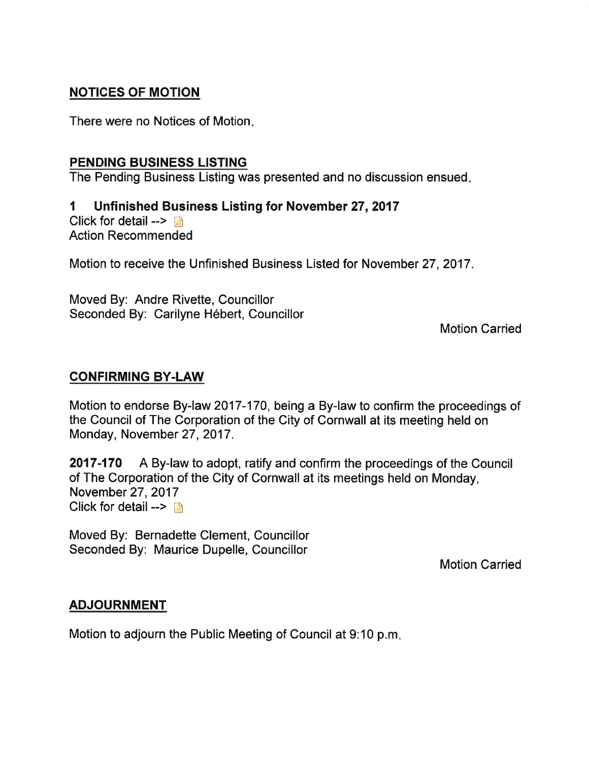## NOTICES OF MOTION

There were no Notices of Motion.

## PENDING BUSINESS LISTING

The Pending Business Listing was presented and no discussion ensued.

### 1 Unfinished Business Listing for November 27, 2017

Click for detail -->

Action Recommended

Motion to receive the Unfinished Business Listed for November 27, 2017.

Moved By: Andre Rivette, Councillor
Seconded By: Carilyne Hébert, Councillor

Motion Carried

## CONFIRMING BY-LAW

Motion to endorse By-law 2017-170, being a By-law to confirm the proceedings of the Council of The Corporation of the City of Cornwall at its meeting held on Monday, November 27, 2017.

**2017-170** A By-law to adopt, ratify and confirm the proceedings of the Council of The Corporation of the City of Cornwall at its meetings held on Monday, November 27, 2017
Click for detail -->

Moved By: Bernadette Clement, Councillor
Seconded By: Maurice Dupelle, Councillor

Motion Carried

## ADJOURNMENT

Motion to adjourn the Public Meeting of Council at 9:10 p.m.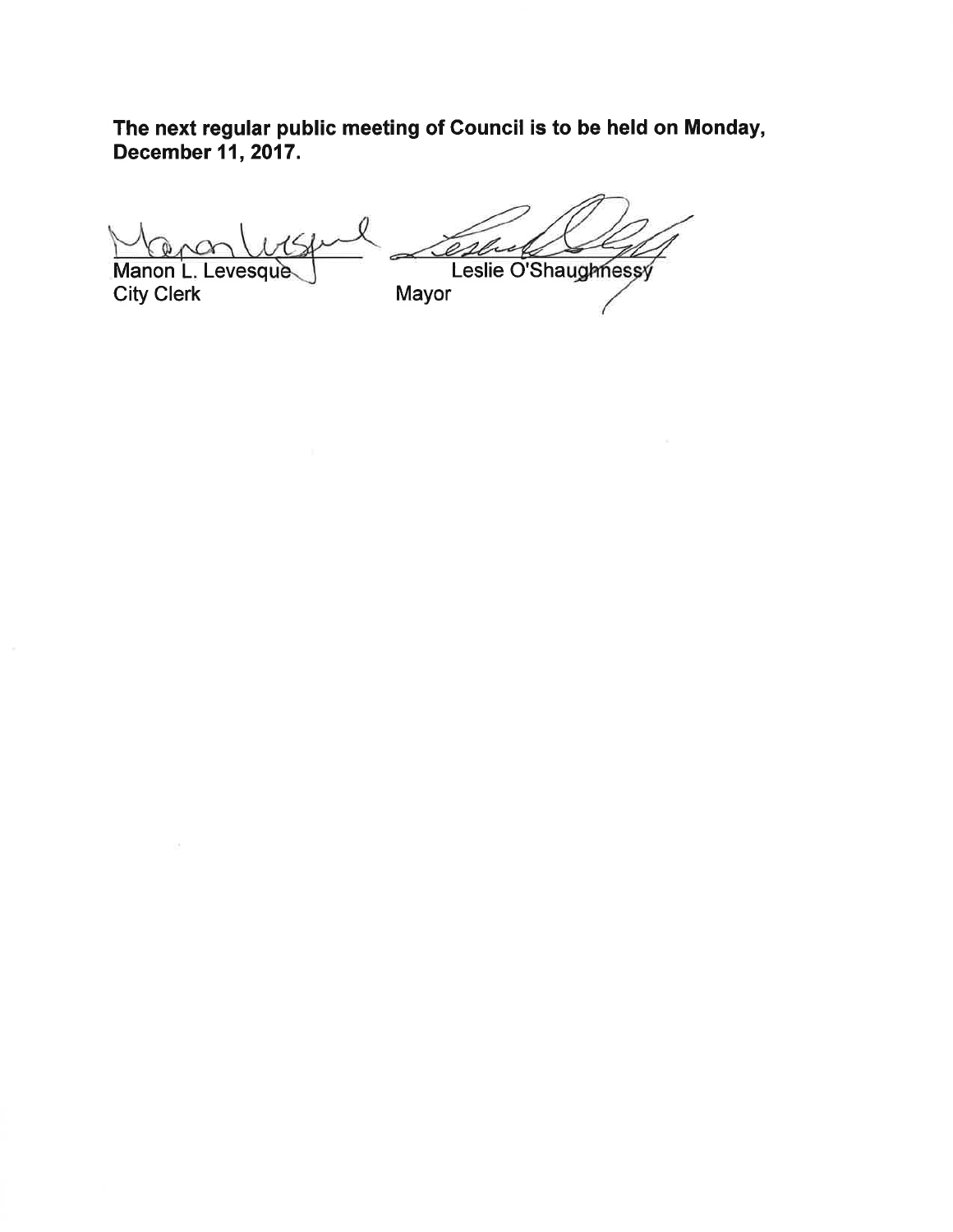**The next regular public meeting of Council is to be held on Monday, December 11, 2017.**

Manon L. Levesque
City Clerk

Leslie O'Shaughnessy
Mayor